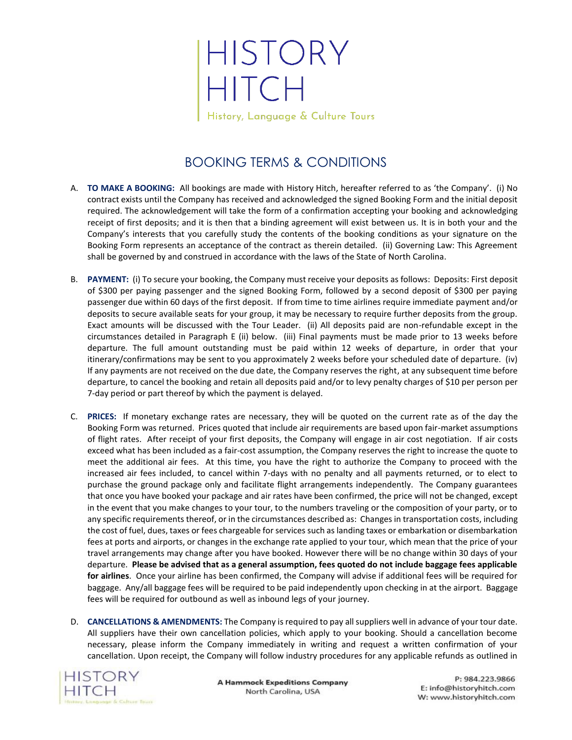# HISTORY HITCH

History, Language & Culture Tours

## BOOKING TERMS & CONDITIONS

A. **TO MAKE A BOOKING:** All bookings are made with History Hitch, hereafter referred to as 'the Company'. (i) No contract exists until the Company has received and acknowledged the signed Booking Form and the initial deposit required. The acknowledgement will take the form of a confirmation accepting your booking and acknowledging receipt of first deposits; and it is then that a binding agreement will exist between us. It is in both your and the Company's interests that you carefully study the contents of the booking conditions as your signature on the Booking Form represents an acceptance of the contract as therein detailed. (ii) Governing Law: This Agreement shall be governed by and construed in accordance with the laws of the State of North Carolina.

B. **PAYMENT:** (i) To secure your booking, the Company must receive your deposits as follows: Deposits: First deposit of $300 per paying passenger and the signed Booking Form, followed by a second deposit of $300 per paying passenger due within 60 days of the first deposit. If from time to time airlines require immediate payment and/or deposits to secure available seats for your group, it may be necessary to require further deposits from the group. Exact amounts will be discussed with the Tour Leader. (ii) All deposits paid are non-refundable except in the circumstances detailed in Paragraph E (ii) below. (iii) Final payments must be made prior to 13 weeks before departure. The full amount outstanding must be paid within 12 weeks of departure, in order that your itinerary/confirmations may be sent to you approximately 2 weeks before your scheduled date of departure. (iv) If any payments are not received on the due date, the Company reserves the right, at any subsequent time before departure, to cancel the booking and retain all deposits paid and/or to levy penalty charges of $10 per person per 7-day period or part thereof by which the payment is delayed.

C. **PRICES:** If monetary exchange rates are necessary, they will be quoted on the current rate as of the day the Booking Form was returned. Prices quoted that include air requirements are based upon fair-market assumptions of flight rates. After receipt of your first deposits, the Company will engage in air cost negotiation. If air costs exceed what has been included as a fair-cost assumption, the Company reserves the right to increase the quote to meet the additional air fees. At this time, you have the right to authorize the Company to proceed with the increased air fees included, to cancel within 7-days with no penalty and all payments returned, or to elect to purchase the ground package only and facilitate flight arrangements independently. The Company guarantees that once you have booked your package and air rates have been confirmed, the price will not be changed, except in the event that you make changes to your tour, to the numbers traveling or the composition of your party, or to any specific requirements thereof, or in the circumstances described as: Changes in transportation costs, including the cost of fuel, dues, taxes or fees chargeable for services such as landing taxes or embarkation or disembarkation fees at ports and airports, or changes in the exchange rate applied to your tour, which mean that the price of your travel arrangements may change after you have booked. However there will be no change within 30 days of your departure. **Please be advised that as a general assumption, fees quoted do not include baggage fees applicable for airlines**. Once your airline has been confirmed, the Company will advise if additional fees will be required for baggage. Any/all baggage fees will be required to be paid independently upon checking in at the airport. Baggage fees will be required for outbound as well as inbound legs of your journey.

D. **CANCELLATIONS & AMENDMENTS:** The Company is required to pay all suppliers well in advance of your tour date. All suppliers have their own cancellation policies, which apply to your booking. Should a cancellation become necessary, please inform the Company immediately in writing and request a written confirmation of your cancellation. Upon receipt, the Company will follow industry procedures for any applicable refunds as outlined in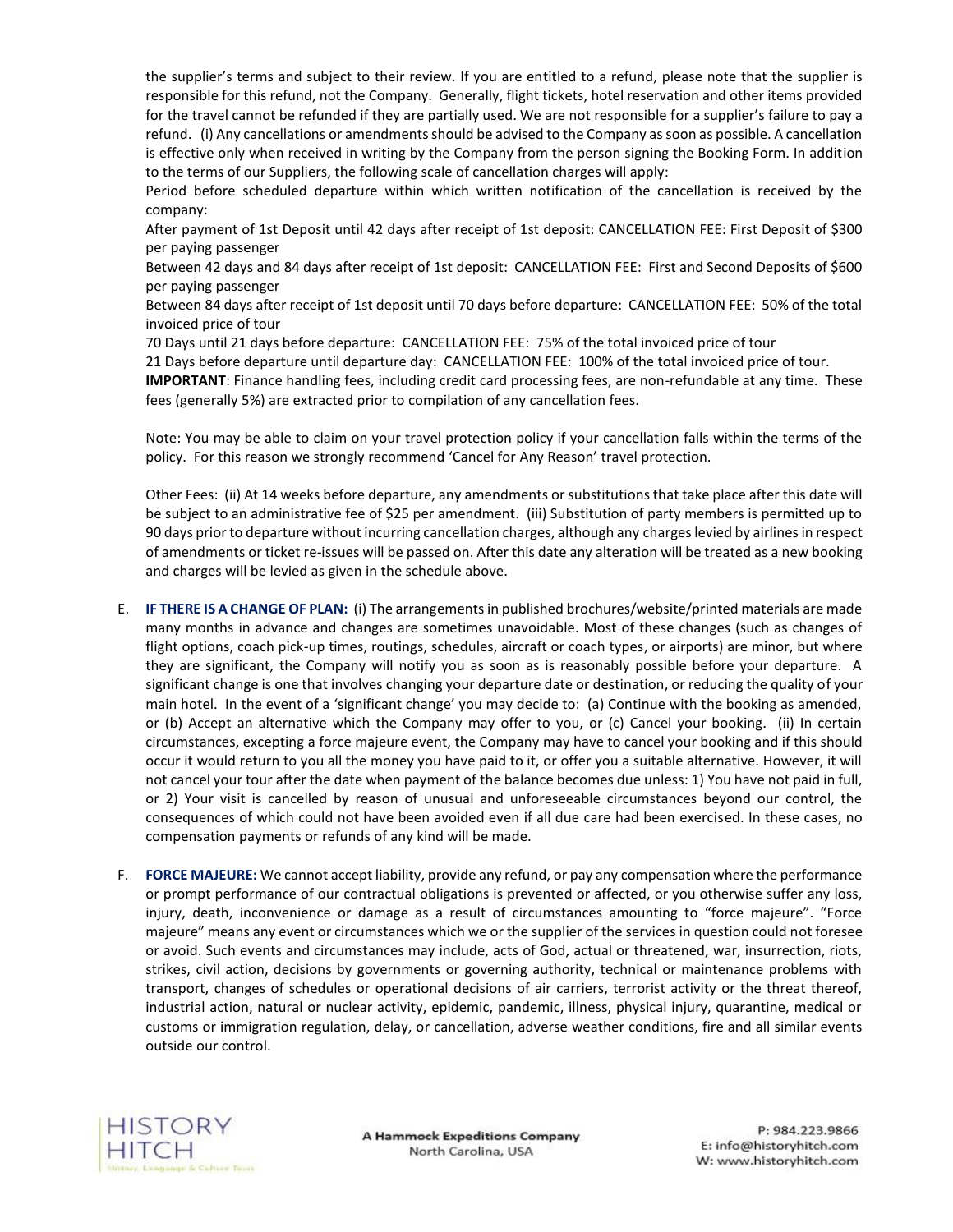the supplier's terms and subject to their review. If you are entitled to a refund, please note that the supplier is responsible for this refund, not the Company. Generally, flight tickets, hotel reservation and other items provided for the travel cannot be refunded if they are partially used. We are not responsible for a supplier's failure to pay a refund. (i) Any cancellations or amendments should be advised to the Company as soon as possible. A cancellation is effective only when received in writing by the Company from the person signing the Booking Form. In addition to the terms of our Suppliers, the following scale of cancellation charges will apply:

Period before scheduled departure within which written notification of the cancellation is received by the company:

After payment of 1st Deposit until 42 days after receipt of 1st deposit: CANCELLATION FEE: First Deposit of $300 per paying passenger

Between 42 days and 84 days after receipt of 1st deposit: CANCELLATION FEE: First and Second Deposits of $600 per paying passenger

Between 84 days after receipt of 1st deposit until 70 days before departure: CANCELLATION FEE: 50% of the total invoiced price of tour

70 Days until 21 days before departure: CANCELLATION FEE: 75% of the total invoiced price of tour

21 Days before departure until departure day: CANCELLATION FEE: 100% of the total invoiced price of tour.

**IMPORTANT**: Finance handling fees, including credit card processing fees, are non-refundable at any time. These fees (generally 5%) are extracted prior to compilation of any cancellation fees.

Note: You may be able to claim on your travel protection policy if your cancellation falls within the terms of the policy. For this reason we strongly recommend 'Cancel for Any Reason' travel protection.

Other Fees: (ii) At 14 weeks before departure, any amendments or substitutions that take place after this date will be subject to an administrative fee of $25 per amendment. (iii) Substitution of party members is permitted up to 90 days prior to departure without incurring cancellation charges, although any charges levied by airlines in respect of amendments or ticket re-issues will be passed on. After this date any alteration will be treated as a new booking and charges will be levied as given in the schedule above.

E. **IF THERE IS A CHANGE OF PLAN:** (i) The arrangements in published brochures/website/printed materials are made many months in advance and changes are sometimes unavoidable. Most of these changes (such as changes of flight options, coach pick-up times, routings, schedules, aircraft or coach types, or airports) are minor, but where they are significant, the Company will notify you as soon as is reasonably possible before your departure. A significant change is one that involves changing your departure date or destination, or reducing the quality of your main hotel. In the event of a 'significant change' you may decide to: (a) Continue with the booking as amended, or (b) Accept an alternative which the Company may offer to you, or (c) Cancel your booking. (ii) In certain circumstances, excepting a force majeure event, the Company may have to cancel your booking and if this should occur it would return to you all the money you have paid to it, or offer you a suitable alternative. However, it will not cancel your tour after the date when payment of the balance becomes due unless: 1) You have not paid in full, or 2) Your visit is cancelled by reason of unusual and unforeseeable circumstances beyond our control, the consequences of which could not have been avoided even if all due care had been exercised. In these cases, no compensation payments or refunds of any kind will be made.

F. **FORCE MAJEURE:** We cannot accept liability, provide any refund, or pay any compensation where the performance or prompt performance of our contractual obligations is prevented or affected, or you otherwise suffer any loss, injury, death, inconvenience or damage as a result of circumstances amounting to "force majeure". "Force majeure" means any event or circumstances which we or the supplier of the services in question could not foresee or avoid. Such events and circumstances may include, acts of God, actual or threatened, war, insurrection, riots, strikes, civil action, decisions by governments or governing authority, technical or maintenance problems with transport, changes of schedules or operational decisions of air carriers, terrorist activity or the threat thereof, industrial action, natural or nuclear activity, epidemic, pandemic, illness, physical injury, quarantine, medical or customs or immigration regulation, delay, or cancellation, adverse weather conditions, fire and all similar events outside our control.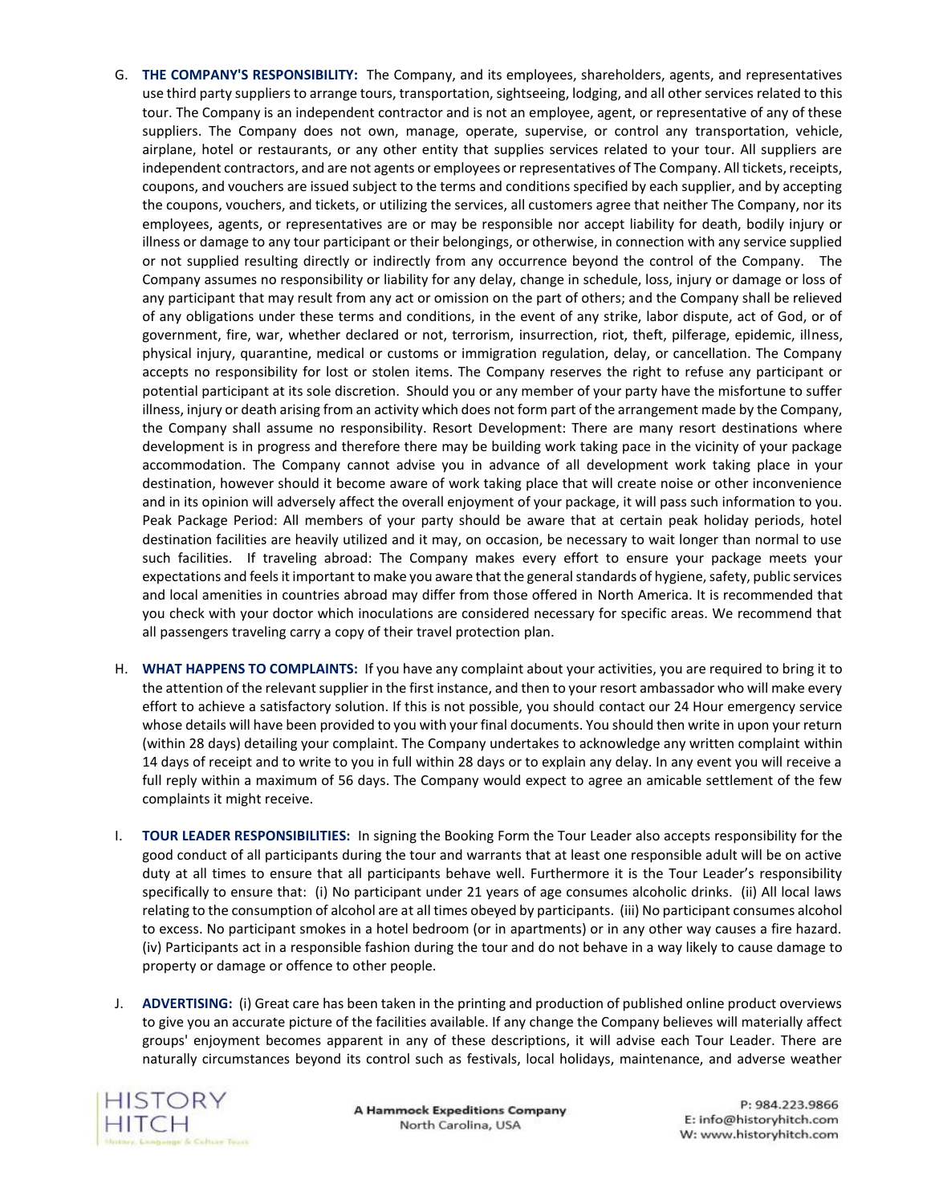G. **THE COMPANY'S RESPONSIBILITY:** The Company, and its employees, shareholders, agents, and representatives use third party suppliers to arrange tours, transportation, sightseeing, lodging, and all other services related to this tour. The Company is an independent contractor and is not an employee, agent, or representative of any of these suppliers. The Company does not own, manage, operate, supervise, or control any transportation, vehicle, airplane, hotel or restaurants, or any other entity that supplies services related to your tour. All suppliers are independent contractors, and are not agents or employees or representatives of The Company. All tickets, receipts, coupons, and vouchers are issued subject to the terms and conditions specified by each supplier, and by accepting the coupons, vouchers, and tickets, or utilizing the services, all customers agree that neither The Company, nor its employees, agents, or representatives are or may be responsible nor accept liability for death, bodily injury or illness or damage to any tour participant or their belongings, or otherwise, in connection with any service supplied or not supplied resulting directly or indirectly from any occurrence beyond the control of the Company. The Company assumes no responsibility or liability for any delay, change in schedule, loss, injury or damage or loss of any participant that may result from any act or omission on the part of others; and the Company shall be relieved of any obligations under these terms and conditions, in the event of any strike, labor dispute, act of God, or of government, fire, war, whether declared or not, terrorism, insurrection, riot, theft, pilferage, epidemic, illness, physical injury, quarantine, medical or customs or immigration regulation, delay, or cancellation. The Company accepts no responsibility for lost or stolen items. The Company reserves the right to refuse any participant or potential participant at its sole discretion. Should you or any member of your party have the misfortune to suffer illness, injury or death arising from an activity which does not form part of the arrangement made by the Company, the Company shall assume no responsibility. Resort Development: There are many resort destinations where development is in progress and therefore there may be building work taking pace in the vicinity of your package accommodation. The Company cannot advise you in advance of all development work taking place in your destination, however should it become aware of work taking place that will create noise or other inconvenience and in its opinion will adversely affect the overall enjoyment of your package, it will pass such information to you. Peak Package Period: All members of your party should be aware that at certain peak holiday periods, hotel destination facilities are heavily utilized and it may, on occasion, be necessary to wait longer than normal to use such facilities. If traveling abroad: The Company makes every effort to ensure your package meets your expectations and feels it important to make you aware that the general standards of hygiene, safety, public services and local amenities in countries abroad may differ from those offered in North America. It is recommended that you check with your doctor which inoculations are considered necessary for specific areas. We recommend that all passengers traveling carry a copy of their travel protection plan.

H. **WHAT HAPPENS TO COMPLAINTS:** If you have any complaint about your activities, you are required to bring it to the attention of the relevant supplier in the first instance, and then to your resort ambassador who will make every effort to achieve a satisfactory solution. If this is not possible, you should contact our 24 Hour emergency service whose details will have been provided to you with your final documents. You should then write in upon your return (within 28 days) detailing your complaint. The Company undertakes to acknowledge any written complaint within 14 days of receipt and to write to you in full within 28 days or to explain any delay. In any event you will receive a full reply within a maximum of 56 days. The Company would expect to agree an amicable settlement of the few complaints it might receive.

I. **TOUR LEADER RESPONSIBILITIES:** In signing the Booking Form the Tour Leader also accepts responsibility for the good conduct of all participants during the tour and warrants that at least one responsible adult will be on active duty at all times to ensure that all participants behave well. Furthermore it is the Tour Leader's responsibility specifically to ensure that: (i) No participant under 21 years of age consumes alcoholic drinks. (ii) All local laws relating to the consumption of alcohol are at all times obeyed by participants. (iii) No participant consumes alcohol to excess. No participant smokes in a hotel bedroom (or in apartments) or in any other way causes a fire hazard. (iv) Participants act in a responsible fashion during the tour and do not behave in a way likely to cause damage to property or damage or offence to other people.

J. **ADVERTISING:** (i) Great care has been taken in the printing and production of published online product overviews to give you an accurate picture of the facilities available. If any change the Company believes will materially affect groups' enjoyment becomes apparent in any of these descriptions, it will advise each Tour Leader. There are naturally circumstances beyond its control such as festivals, local holidays, maintenance, and adverse weather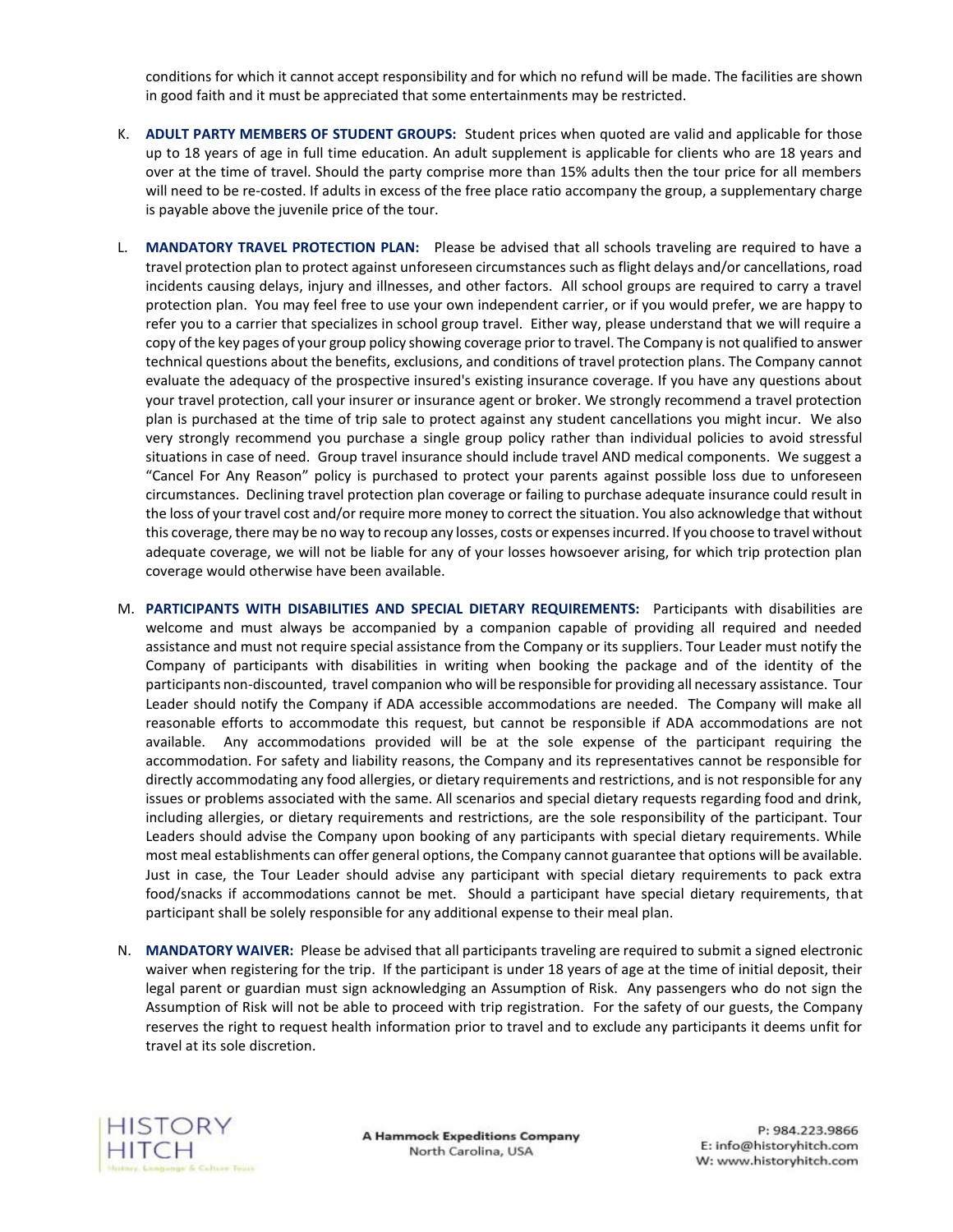conditions for which it cannot accept responsibility and for which no refund will be made. The facilities are shown in good faith and it must be appreciated that some entertainments may be restricted.

K. **ADULT PARTY MEMBERS OF STUDENT GROUPS:** Student prices when quoted are valid and applicable for those up to 18 years of age in full time education. An adult supplement is applicable for clients who are 18 years and over at the time of travel. Should the party comprise more than 15% adults then the tour price for all members will need to be re-costed. If adults in excess of the free place ratio accompany the group, a supplementary charge is payable above the juvenile price of the tour.

L. **MANDATORY TRAVEL PROTECTION PLAN:** Please be advised that all schools traveling are required to have a travel protection plan to protect against unforeseen circumstances such as flight delays and/or cancellations, road incidents causing delays, injury and illnesses, and other factors. All school groups are required to carry a travel protection plan. You may feel free to use your own independent carrier, or if you would prefer, we are happy to refer you to a carrier that specializes in school group travel. Either way, please understand that we will require a copy of the key pages of your group policy showing coverage prior to travel. The Company is not qualified to answer technical questions about the benefits, exclusions, and conditions of travel protection plans. The Company cannot evaluate the adequacy of the prospective insured's existing insurance coverage. If you have any questions about your travel protection, call your insurer or insurance agent or broker. We strongly recommend a travel protection plan is purchased at the time of trip sale to protect against any student cancellations you might incur. We also very strongly recommend you purchase a single group policy rather than individual policies to avoid stressful situations in case of need. Group travel insurance should include travel AND medical components. We suggest a "Cancel For Any Reason" policy is purchased to protect your parents against possible loss due to unforeseen circumstances. Declining travel protection plan coverage or failing to purchase adequate insurance could result in the loss of your travel cost and/or require more money to correct the situation. You also acknowledge that without this coverage, there may be no way to recoup any losses, costs or expenses incurred. If you choose to travel without adequate coverage, we will not be liable for any of your losses howsoever arising, for which trip protection plan coverage would otherwise have been available.

M. **PARTICIPANTS WITH DISABILITIES AND SPECIAL DIETARY REQUIREMENTS:** Participants with disabilities are welcome and must always be accompanied by a companion capable of providing all required and needed assistance and must not require special assistance from the Company or its suppliers. Tour Leader must notify the Company of participants with disabilities in writing when booking the package and of the identity of the participants non-discounted, travel companion who will be responsible for providing all necessary assistance. Tour Leader should notify the Company if ADA accessible accommodations are needed. The Company will make all reasonable efforts to accommodate this request, but cannot be responsible if ADA accommodations are not available. Any accommodations provided will be at the sole expense of the participant requiring the accommodation. For safety and liability reasons, the Company and its representatives cannot be responsible for directly accommodating any food allergies, or dietary requirements and restrictions, and is not responsible for any issues or problems associated with the same. All scenarios and special dietary requests regarding food and drink, including allergies, or dietary requirements and restrictions, are the sole responsibility of the participant. Tour Leaders should advise the Company upon booking of any participants with special dietary requirements. While most meal establishments can offer general options, the Company cannot guarantee that options will be available. Just in case, the Tour Leader should advise any participant with special dietary requirements to pack extra food/snacks if accommodations cannot be met. Should a participant have special dietary requirements, that participant shall be solely responsible for any additional expense to their meal plan.

N. **MANDATORY WAIVER:** Please be advised that all participants traveling are required to submit a signed electronic waiver when registering for the trip. If the participant is under 18 years of age at the time of initial deposit, their legal parent or guardian must sign acknowledging an Assumption of Risk. Any passengers who do not sign the Assumption of Risk will not be able to proceed with trip registration. For the safety of our guests, the Company reserves the right to request health information prior to travel and to exclude any participants it deems unfit for travel at its sole discretion.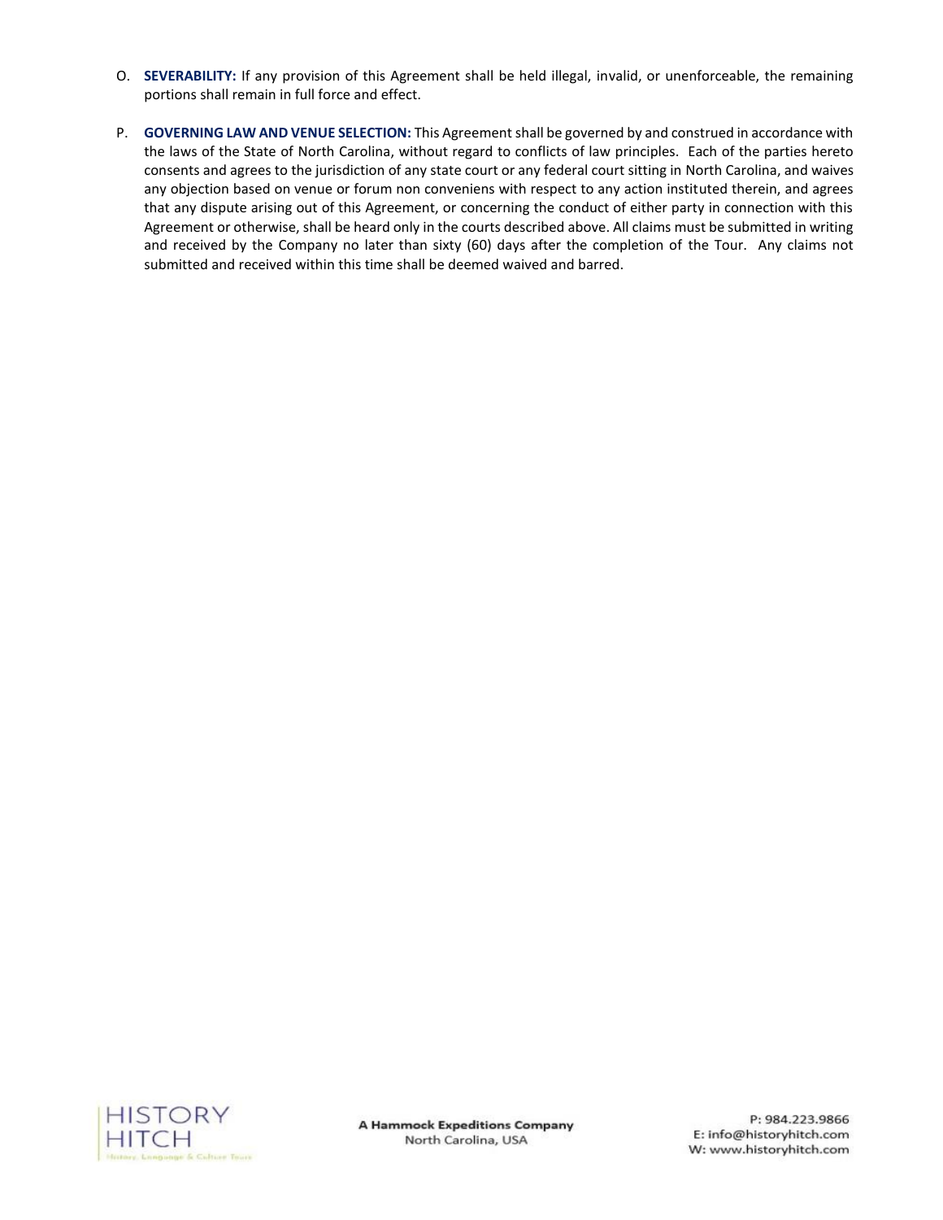O. **SEVERABILITY:** If any provision of this Agreement shall be held illegal, invalid, or unenforceable, the remaining portions shall remain in full force and effect.

P. **GOVERNING LAW AND VENUE SELECTION:** This Agreement shall be governed by and construed in accordance with the laws of the State of North Carolina, without regard to conflicts of law principles. Each of the parties hereto consents and agrees to the jurisdiction of any state court or any federal court sitting in North Carolina, and waives any objection based on venue or forum non conveniens with respect to any action instituted therein, and agrees that any dispute arising out of this Agreement, or concerning the conduct of either party in connection with this Agreement or otherwise, shall be heard only in the courts described above. All claims must be submitted in writing and received by the Company no later than sixty (60) days after the completion of the Tour. Any claims not submitted and received within this time shall be deemed waived and barred.